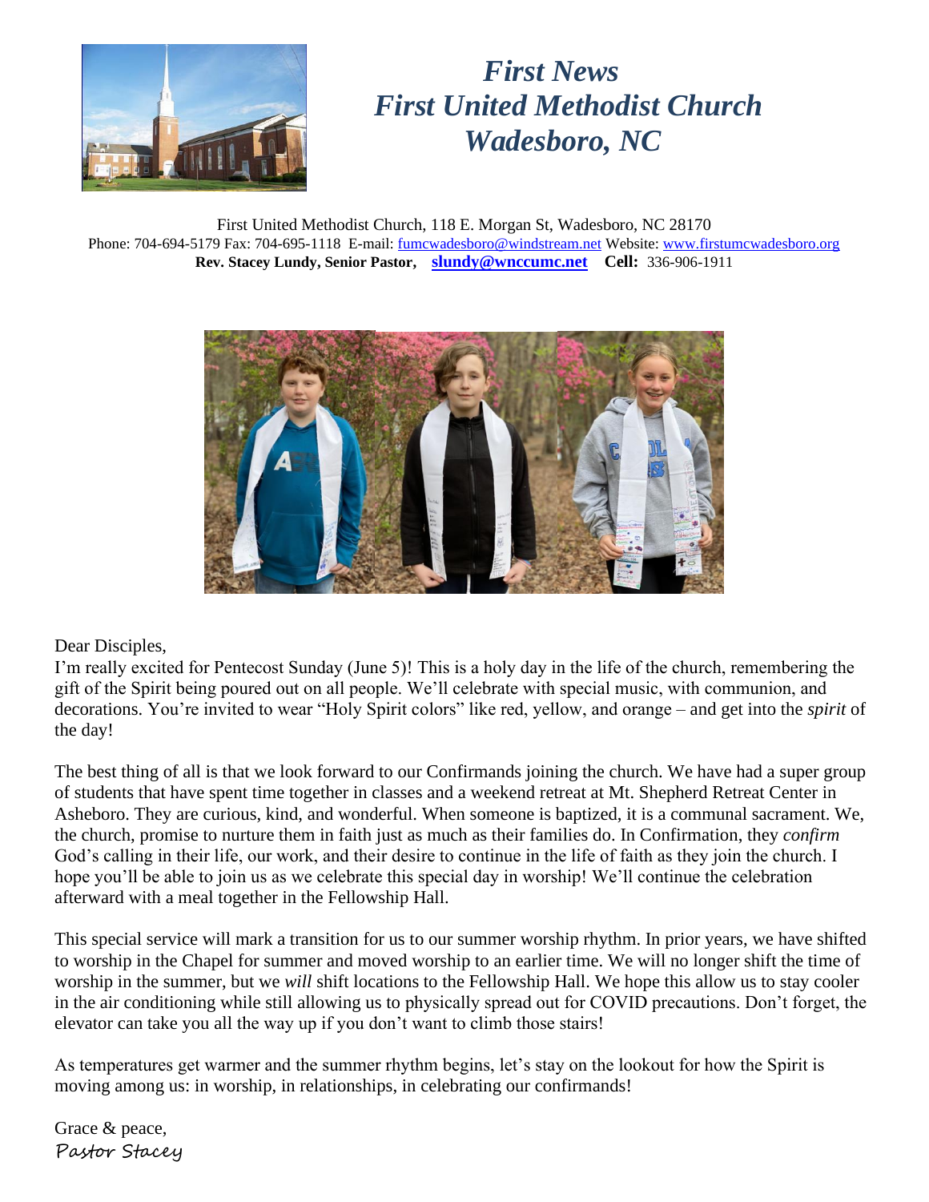# *First News*
# *First United Methodist Church*
# *Wadesboro, NC*

First United Methodist Church, 118 E. Morgan St, Wadesboro, NC 28170
Phone: 704-694-5179 Fax: 704-695-1118 E-mail: fumcwadesboro@windstream.net Website: www.firstumcwadesboro.org
**Rev. Stacey Lundy, Senior Pastor, slundy@wnccumc.net Cell:** 336-906-1911

Dear Disciples,

I'm really excited for Pentecost Sunday (June 5)! This is a holy day in the life of the church, remembering the gift of the Spirit being poured out on all people. We'll celebrate with special music, with communion, and decorations. You're invited to wear "Holy Spirit colors" like red, yellow, and orange – and get into the *spirit* of the day!

The best thing of all is that we look forward to our Confirmands joining the church. We have had a super group of students that have spent time together in classes and a weekend retreat at Mt. Shepherd Retreat Center in Asheboro. They are curious, kind, and wonderful. When someone is baptized, it is a communal sacrament. We, the church, promise to nurture them in faith just as much as their families do. In Confirmation, they *confirm* God's calling in their life, our work, and their desire to continue in the life of faith as they join the church. I hope you'll be able to join us as we celebrate this special day in worship! We'll continue the celebration afterward with a meal together in the Fellowship Hall.

This special service will mark a transition for us to our summer worship rhythm. In prior years, we have shifted to worship in the Chapel for summer and moved worship to an earlier time. We will no longer shift the time of worship in the summer, but we *will* shift locations to the Fellowship Hall. We hope this allow us to stay cooler in the air conditioning while still allowing us to physically spread out for COVID precautions. Don't forget, the elevator can take you all the way up if you don't want to climb those stairs!

As temperatures get warmer and the summer rhythm begins, let's stay on the lookout for how the Spirit is moving among us: in worship, in relationships, in celebrating our confirmands!

Grace & peace,
Pastor Stacey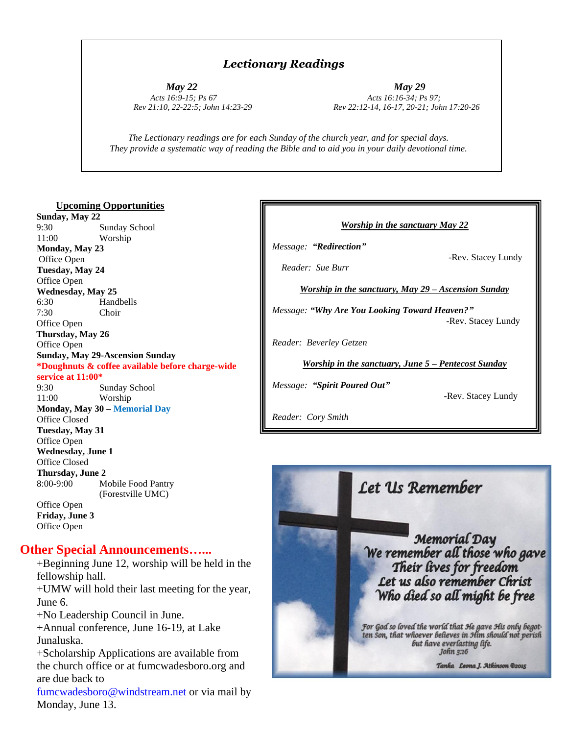## *Lectionary Readings*

***May 22***
*Acts 16:9-15; Ps 67*
*Rev 21:10, 22-22:5; John 14:23-29*

***May 29***
*Acts 16:16-34; Ps 97;*
*Rev 22:12-14, 16-17, 20-21; John 17:20-26*

*The Lectionary readings are for each Sunday of the church year, and for special days. They provide a systematic way of reading the Bible and to aid you in your daily devotional time.*

### Upcoming Opportunities

**Sunday, May 22**
9:30 Sunday School
11:00 Worship

**Monday, May 23**
Office Open

**Tuesday, May 24**
Office Open

**Wednesday, May 25**
6:30 Handbells
7:30 Choir
Office Open

**Thursday, May 26**
Office Open

**Sunday, May 29-Ascension Sunday**
**\*Doughnuts & coffee available before charge-wide service at 11:00\***
9:30 Sunday School
11:00 Worship

**Monday, May 30 – Memorial Day**
Office Closed

**Tuesday, May 31**
Office Open

**Wednesday, June 1**
Office Closed

**Thursday, June 2**
8:00-9:00 Mobile Food Pantry (Forestville UMC)
Office Open

**Friday, June 3**
Office Open

## Other Special Announcements…...

+Beginning June 12, worship will be held in the fellowship hall.
+UMW will hold their last meeting for the year, June 6.
+No Leadership Council in June.
+Annual conference, June 16-19, at Lake Junaluska.
+Scholarship Applications are available from the church office or at fumcwadesboro.org and are due back to fumcwadesboro@windstream.net or via mail by Monday, June 13.

***Worship in the sanctuary May 22***

*Message:* ***"Redirection"***
-Rev. Stacey Lundy

*Reader: Sue Burr*

***Worship in the sanctuary, May 29 – Ascension Sunday***

*Message:* ***"Why Are You Looking Toward Heaven?"***
-Rev. Stacey Lundy

*Reader: Beverley Getzen*

***Worship in the sanctuary, June 5 – Pentecost Sunday***

*Message:* ***"Spirit Poured Out"***
-Rev. Stacey Lundy

*Reader: Cory Smith*

Let Us Remember

Memorial Day
We remember all those who gave
Their lives for freedom
Let us also remember Christ
Who died so all might be free

For God so loved the world that He gave His only begotten Son, that whoever believes in Him should not perish but have everlasting life.
John 3:16

Tanka Leona J. Atkinson ©2015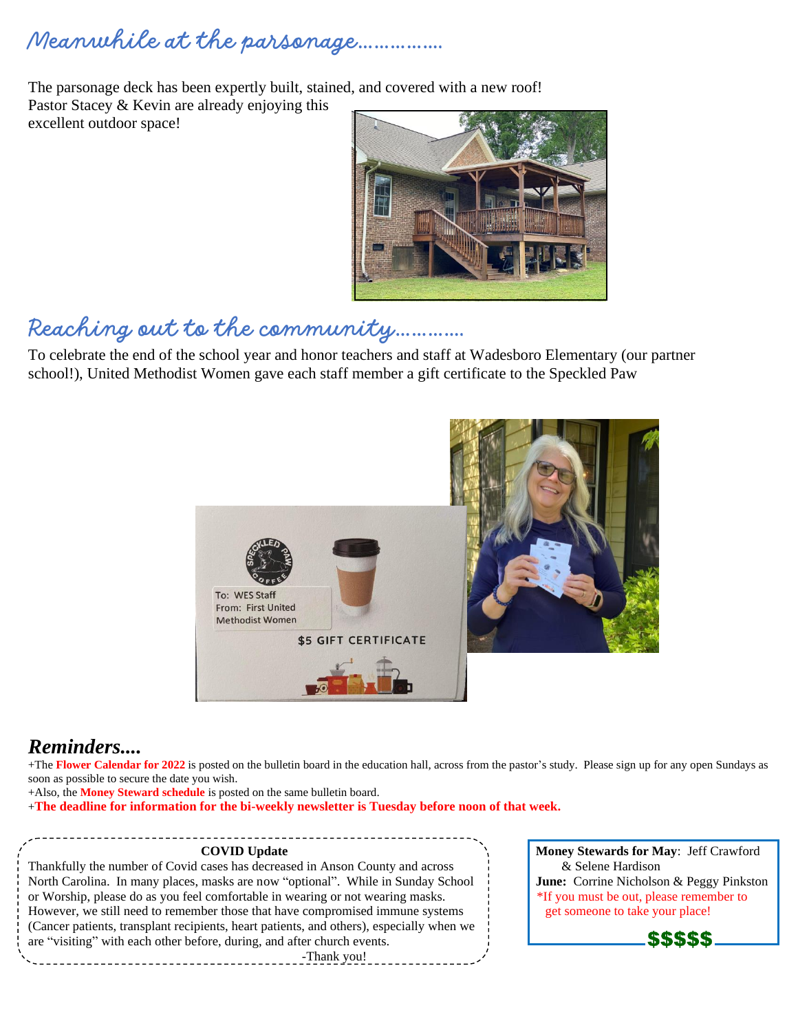## Meanwhile at the parsonage……………

The parsonage deck has been expertly built, stained, and covered with a new roof! Pastor Stacey & Kevin are already enjoying this excellent outdoor space!

## Reaching out to the community…………

To celebrate the end of the school year and honor teachers and staff at Wadesboro Elementary (our partner school!), United Methodist Women gave each staff member a gift certificate to the Speckled Paw

### *Reminders....*

+The **Flower Calendar for 2022** is posted on the bulletin board in the education hall, across from the pastor's study. Please sign up for any open Sundays as soon as possible to secure the date you wish.

+Also, the **Money Steward schedule** is posted on the same bulletin board.

+**The deadline for information for the bi-weekly newsletter is Tuesday before noon of that week.**

**COVID Update**

Thankfully the number of Covid cases has decreased in Anson County and across North Carolina. In many places, masks are now "optional". While in Sunday School or Worship, please do as you feel comfortable in wearing or not wearing masks. However, we still need to remember those that have compromised immune systems (Cancer patients, transplant recipients, heart patients, and others), especially when we are "visiting" with each other before, during, and after church events.

-Thank you!

**Money Stewards for May**: Jeff Crawford & Selene Hardison

**June:** Corrine Nicholson & Peggy Pinkston

*If you must be out, please remember to get someone to take your place!

$$$$$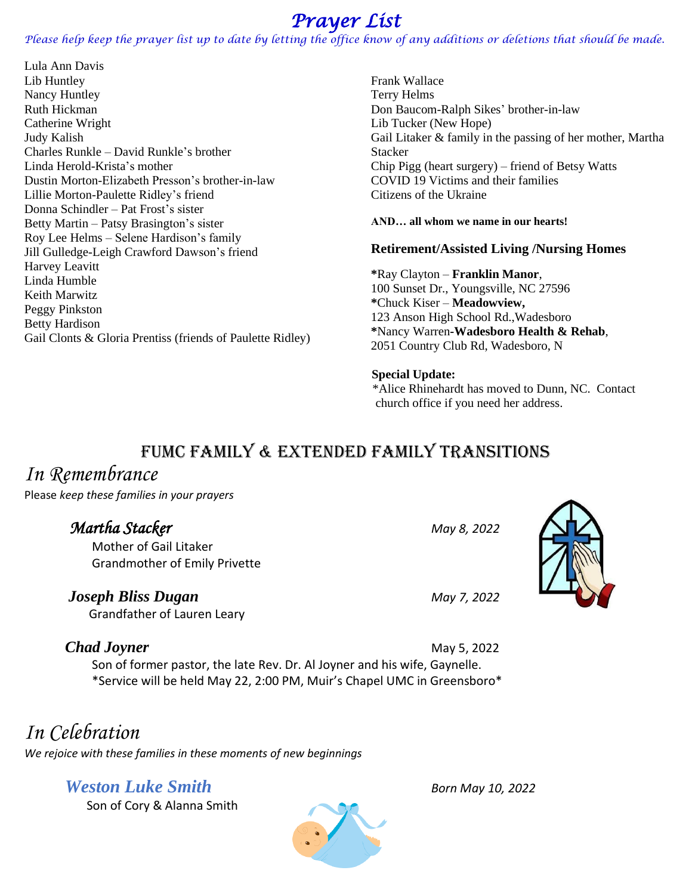# Prayer List

*Please help keep the prayer list up to date by letting the office know of any additions or deletions that should be made.*

Lula Ann Davis
Lib Huntley
Nancy Huntley
Ruth Hickman
Catherine Wright
Judy Kalish
Charles Runkle – David Runkle's brother
Linda Herold-Krista's mother
Dustin Morton-Elizabeth Presson's brother-in-law
Lillie Morton-Paulette Ridley's friend
Donna Schindler – Pat Frost's sister
Betty Martin – Patsy Brasington's sister
Roy Lee Helms – Selene Hardison's family
Jill Gulledge-Leigh Crawford Dawson's friend
Harvey Leavitt
Linda Humble
Keith Marwitz
Peggy Pinkston
Betty Hardison
Gail Clonts & Gloria Prentiss (friends of Paulette Ridley)
Frank Wallace
Terry Helms
Don Baucom-Ralph Sikes' brother-in-law
Lib Tucker (New Hope)
Gail Litaker & family in the passing of her mother, Martha Stacker
Chip Pigg (heart surgery) – friend of Betsy Watts
COVID 19 Victims and their families
Citizens of the Ukraine

**AND… all whom we name in our hearts!**

### Retirement/Assisted Living /Nursing Homes

*Ray Clayton – **Franklin Manor**,
100 Sunset Dr., Youngsville, NC 27596
*Chuck Kiser – **Meadowview,**
123 Anson High School Rd.,Wadesboro
*Nancy Warren-**Wadesboro Health & Rehab**,
2051 Country Club Rd, Wadesboro, N

**Special Update:**
*Alice Rhinehardt has moved to Dunn, NC. Contact church office if you need her address.

## FUMC Family & Extended Family Transitions

### *In Remembrance*

Please *keep these families in your prayers*

***Martha Stacker*** — *May 8, 2022*
Mother of Gail Litaker
Grandmother of Emily Privette

***Joseph Bliss Dugan*** — *May 7, 2022*
Grandfather of Lauren Leary

***Chad Joyner*** — May 5, 2022
Son of former pastor, the late Rev. Dr. Al Joyner and his wife, Gaynelle.
*Service will be held May 22, 2:00 PM, Muir's Chapel UMC in Greensboro*

### *In Celebration*

*We rejoice with these families in these moments of new beginnings*

***Weston Luke Smith*** — *Born May 10, 2022*
Son of Cory & Alanna Smith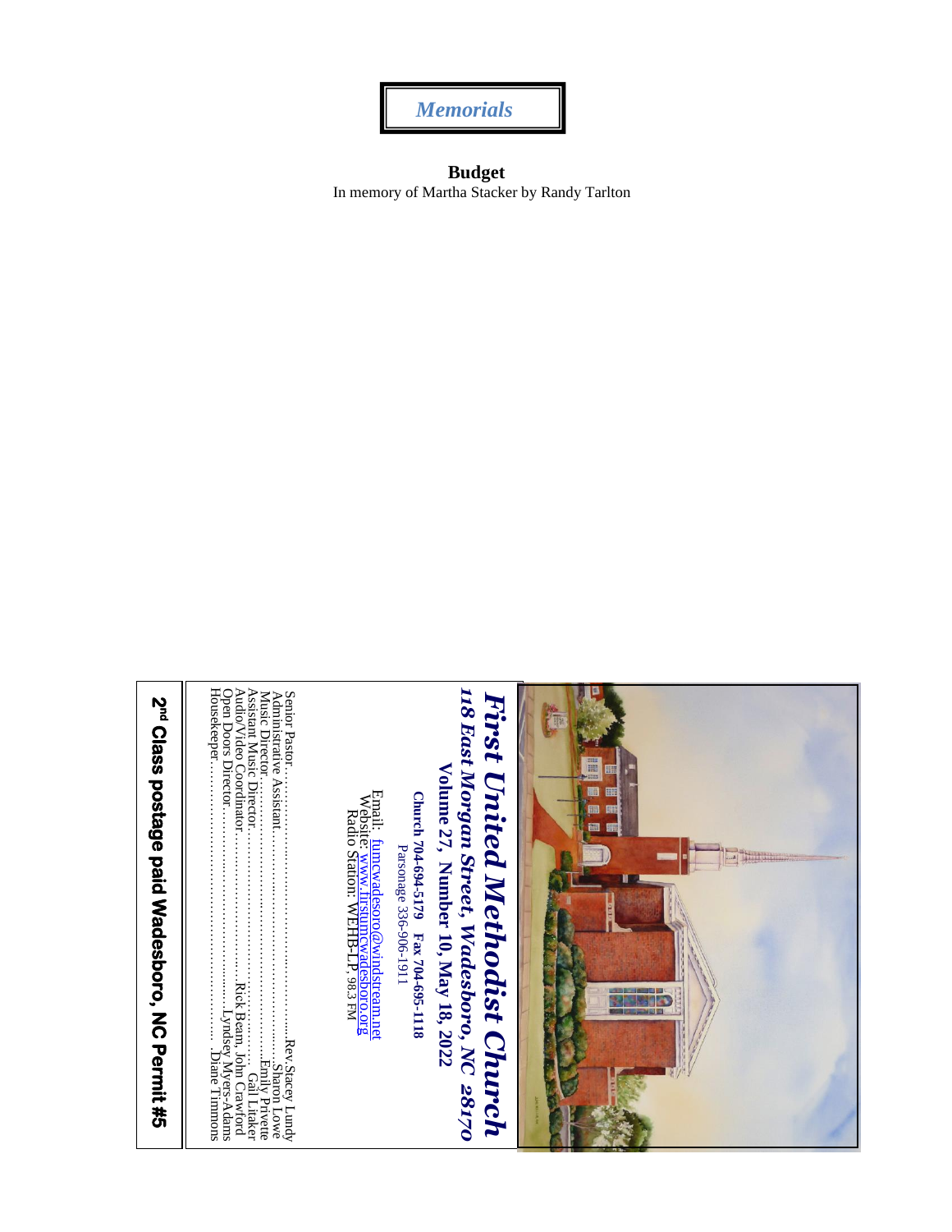## *Memorials*

**Budget**

In memory of Martha Stacker by Randy Tarlton

# *First United Methodist Church*

***118 East Morgan Street, Wadesboro, NC 28170***

**Volume 27, Number 10, May 18, 2022**

**Church 704-694-5179 Fax 704-695-1118**

Parsonage 336-906-1911

Email: fumcwadesoro@windstream.net
Website: www.firstumcwadesboro.org
Radio Station: WEHB-LP, 98.3 FM

Senior Pastor……………………………………Rev.Stacey Lundy
Administrative Assistant……………………………Sharon Lowe
Music Director……………………………………Emily Privette
Assistant Music Director…………………………… Gail Liraker
Audio/Video Coordinator…………………Rick Beam, John Crawford
Open Doors Director……………………………Lyndsey Myers-Adams
Housekeeper………………………………………Diane Timmons

**2nd Class postage paid Wadesboro, NC Permit #5**